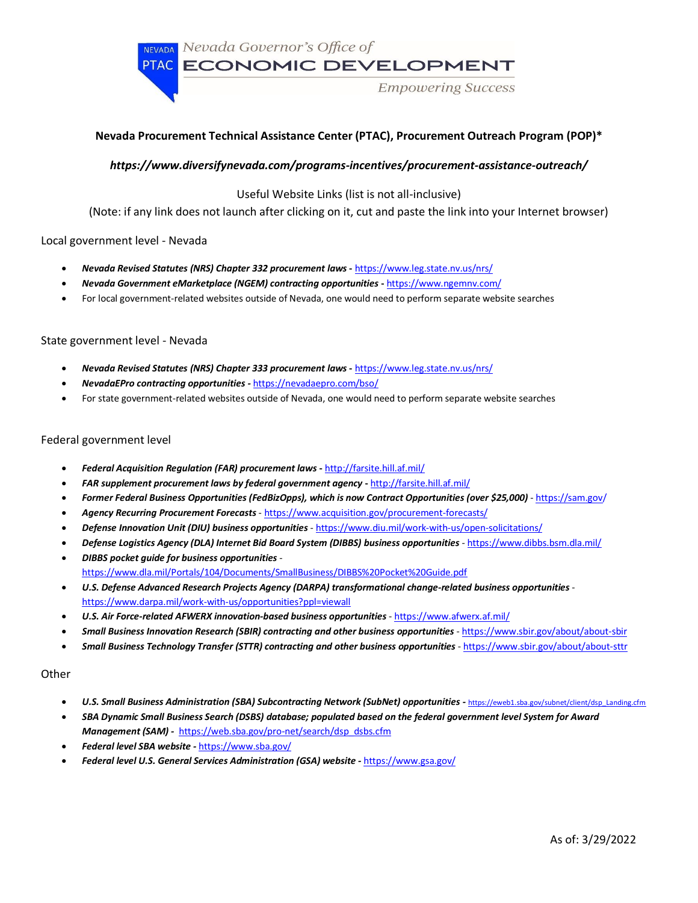NEVADA PTAC | Nevada Governor's Office of ECONOMIC DEVELOPMENT | Empowering Success

**Nevada Procurement Technical Assistance Center (PTAC), Procurement Outreach Program (POP)***

***https://www.diversifynevada.com/programs-incentives/procurement-assistance-outreach/***

Useful Website Links (list is not all-inclusive)

(Note: if any link does not launch after clicking on it, cut and paste the link into your Internet browser)

## Local government level - Nevada

- ***Nevada Revised Statutes (NRS) Chapter 332 procurement laws -*** https://www.leg.state.nv.us/nrs/
- ***Nevada Government eMarketplace (NGEM) contracting opportunities -*** https://www.ngemnv.com/
- For local government-related websites outside of Nevada, one would need to perform separate website searches

## State government level - Nevada

- ***Nevada Revised Statutes (NRS) Chapter 333 procurement laws -*** https://www.leg.state.nv.us/nrs/
- ***NevadaEPro contracting opportunities -*** https://nevadaepro.com/bso/
- For state government-related websites outside of Nevada, one would need to perform separate website searches

## Federal government level

- ***Federal Acquisition Regulation (FAR) procurement laws -*** http://farsite.hill.af.mil/
- ***FAR supplement procurement laws by federal government agency -*** http://farsite.hill.af.mil/
- ***Former Federal Business Opportunities (FedBizOpps), which is now Contract Opportunities (over $25,000)*** - https://sam.gov/
- ***Agency Recurring Procurement Forecasts*** - https://www.acquisition.gov/procurement-forecasts/
- ***Defense Innovation Unit (DIU) business opportunities*** - https://www.diu.mil/work-with-us/open-solicitations/
- ***Defense Logistics Agency (DLA) Internet Bid Board System (DIBBS) business opportunities*** - https://www.dibbs.bsm.dla.mil/
- ***DIBBS pocket guide for business opportunities*** - https://www.dla.mil/Portals/104/Documents/SmallBusiness/DIBBS%20Pocket%20Guide.pdf
- ***U.S. Defense Advanced Research Projects Agency (DARPA) transformational change-related business opportunities*** - https://www.darpa.mil/work-with-us/opportunities?ppl=viewall
- ***U.S. Air Force-related AFWERX innovation-based business opportunities*** - https://www.afwerx.af.mil/
- ***Small Business Innovation Research (SBIR) contracting and other business opportunities*** - https://www.sbir.gov/about/about-sbir
- ***Small Business Technology Transfer (STTR) contracting and other business opportunities*** - https://www.sbir.gov/about/about-sttr

## Other

- ***U.S. Small Business Administration (SBA) Subcontracting Network (SubNet) opportunities -*** https://eweb1.sba.gov/subnet/client/dsp_Landing.cfm
- ***SBA Dynamic Small Business Search (DSBS) database; populated based on the federal government level System for Award Management (SAM) -*** https://web.sba.gov/pro-net/search/dsp_dsbs.cfm
- ***Federal level SBA website -*** https://www.sba.gov/
- ***Federal level U.S. General Services Administration (GSA) website -*** https://www.gsa.gov/

As of: 3/29/2022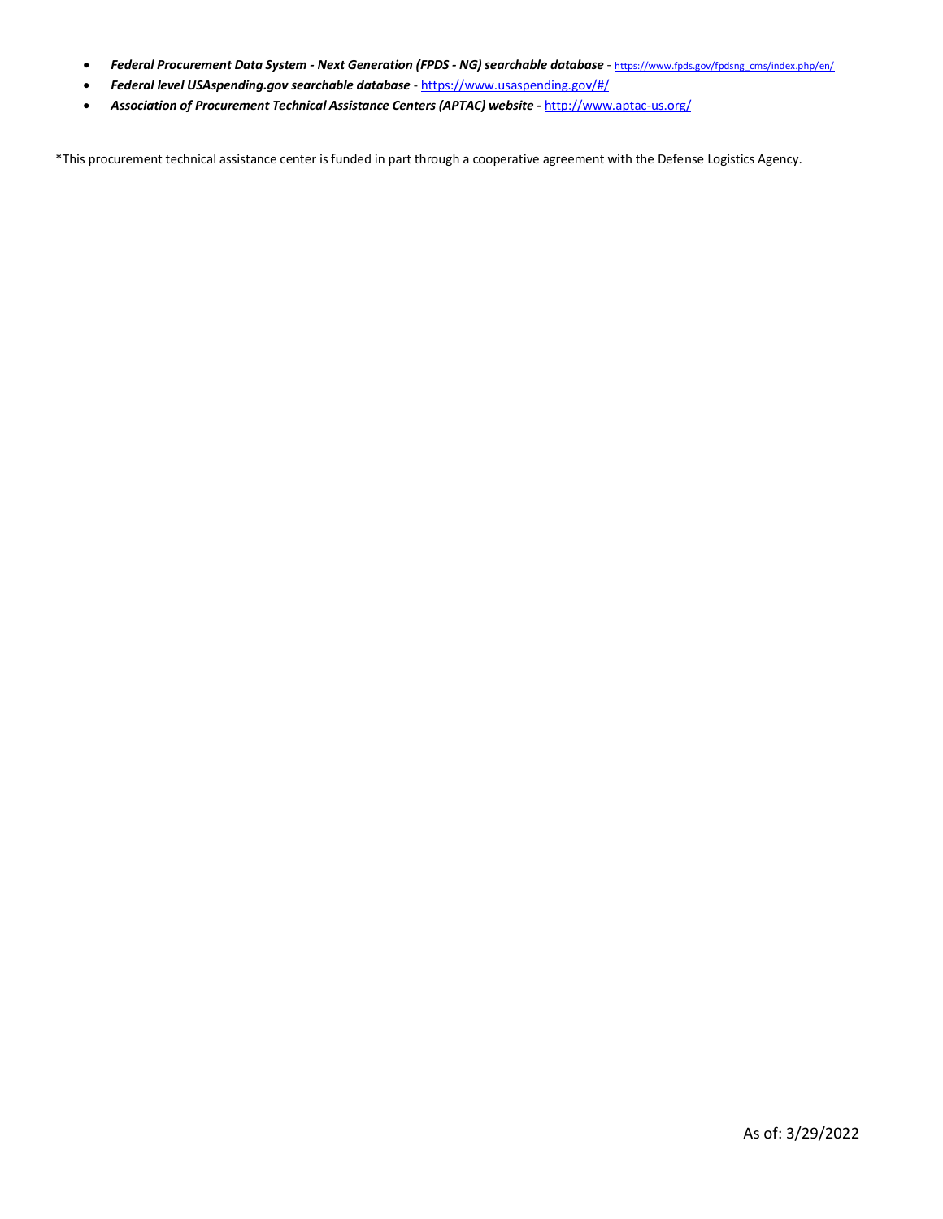- ***Federal Procurement Data System - Next Generation (FPDS - NG) searchable database*** - https://www.fpds.gov/fpdsng_cms/index.php/en/
- ***Federal level USAspending.gov searchable database*** - https://www.usaspending.gov/#/
- ***Association of Procurement Technical Assistance Centers (APTAC) website -*** http://www.aptac-us.org/

*This procurement technical assistance center is funded in part through a cooperative agreement with the Defense Logistics Agency.

As of: 3/29/2022